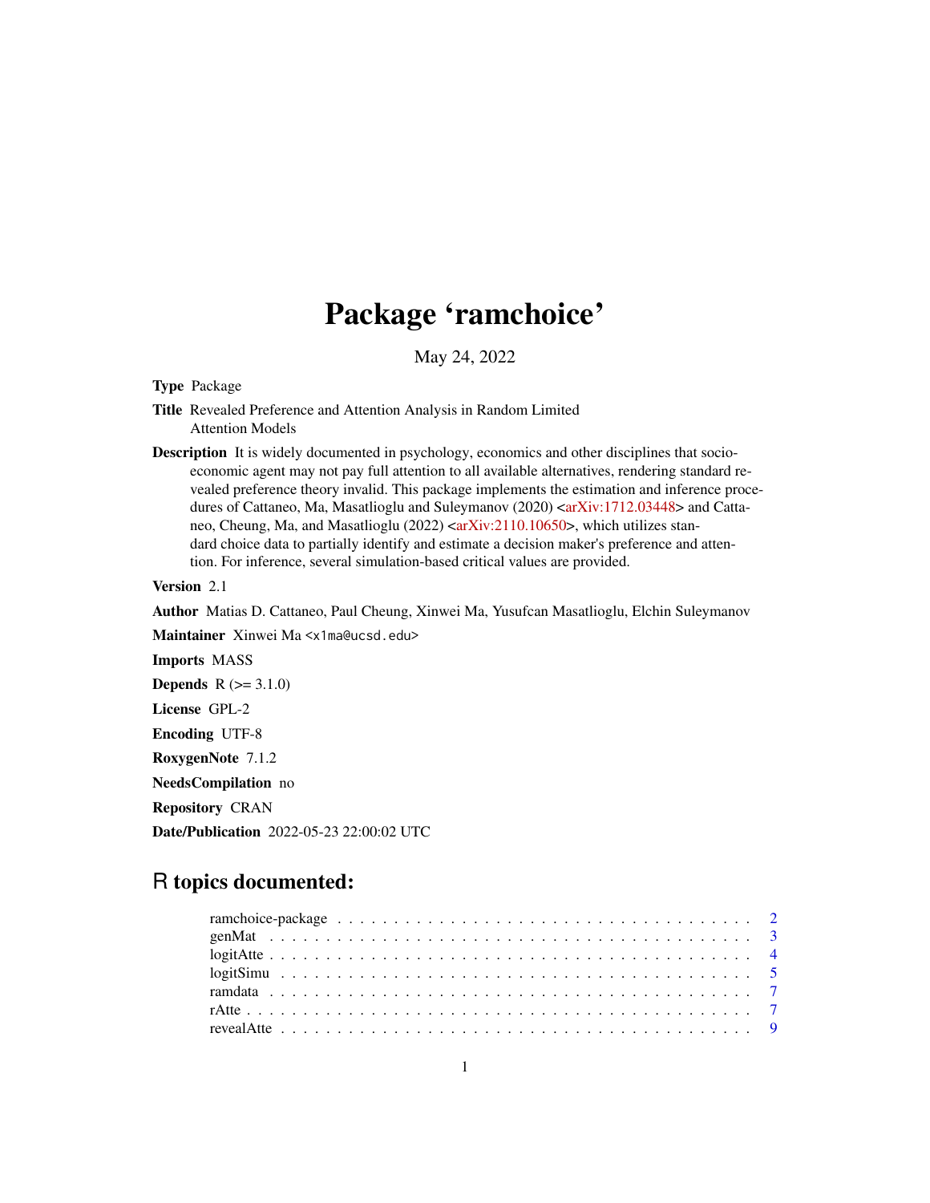# Package 'ramchoice'

May 24, 2022

**Type** Package

**Title** Revealed Preference and Attention Analysis in Random Limited Attention Models

**Description** It is widely documented in psychology, economics and other disciplines that socio-economic agent may not pay full attention to all available alternatives, rendering standard revealed preference theory invalid. This package implements the estimation and inference procedures of Cattaneo, Ma, Masatlioglu and Suleymanov (2020) <arXiv:1712.03448> and Cattaneo, Cheung, Ma, and Masatlioglu (2022) <arXiv:2110.10650>, which utilizes standard choice data to partially identify and estimate a decision maker's preference and attention. For inference, several simulation-based critical values are provided.

**Version** 2.1

**Author** Matias D. Cattaneo, Paul Cheung, Xinwei Ma, Yusufcan Masatlioglu, Elchin Suleymanov

**Maintainer** Xinwei Ma <x1ma@ucsd.edu>

**Imports** MASS

**Depends** R (>= 3.1.0)

**License** GPL-2

**Encoding** UTF-8

**RoxygenNote** 7.1.2

**NeedsCompilation** no

**Repository** CRAN

**Date/Publication** 2022-05-23 22:00:02 UTC

## R topics documented:

- ramchoice-package . . . . . . . . . . 2
- genMat . . . . . . . . . . 3
- logitAtte . . . . . . . . . . 4
- logitSimu . . . . . . . . . . 5
- ramdata . . . . . . . . . . 7
- rAtte . . . . . . . . . . 7
- revealAtte . . . . . . . . . . 9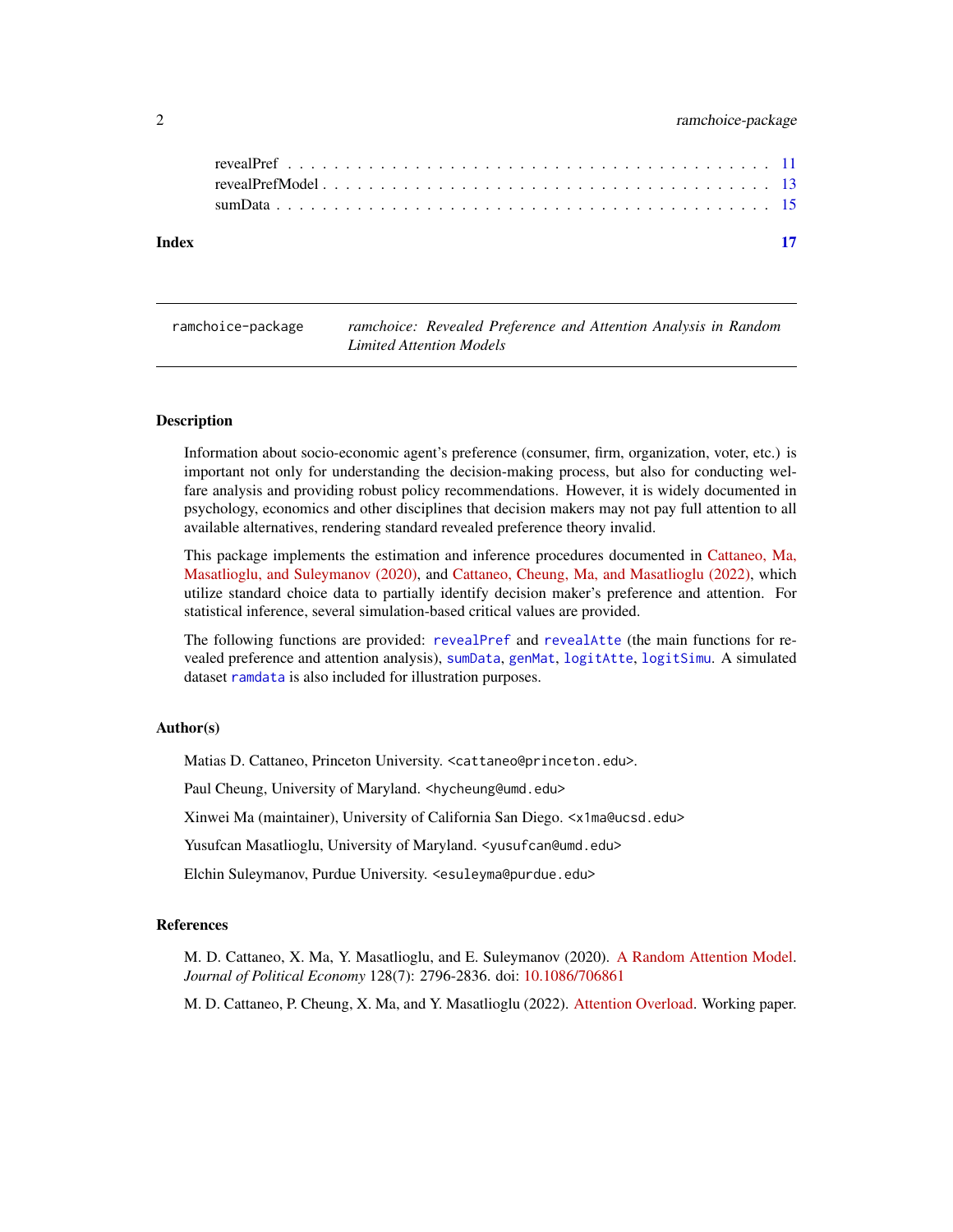revealPref . . . . . . . . . . . . . . . . . . . . . . . . . . . . . . . . . . . . . . . 11
revealPrefModel . . . . . . . . . . . . . . . . . . . . . . . . . . . . . . . . . . . . . 13
sumData . . . . . . . . . . . . . . . . . . . . . . . . . . . . . . . . . . . . . . . . . 15

**Index** **17**

---

`ramchoice-package` *ramchoice: Revealed Preference and Attention Analysis in Random Limited Attention Models*

---

### Description

Information about socio-economic agent's preference (consumer, firm, organization, voter, etc.) is important not only for understanding the decision-making process, but also for conducting welfare analysis and providing robust policy recommendations. However, it is widely documented in psychology, economics and other disciplines that decision makers may not pay full attention to all available alternatives, rendering standard revealed preference theory invalid.

This package implements the estimation and inference procedures documented in Cattaneo, Ma, Masatlioglu, and Suleymanov (2020), and Cattaneo, Cheung, Ma, and Masatlioglu (2022), which utilize standard choice data to partially identify decision maker's preference and attention. For statistical inference, several simulation-based critical values are provided.

The following functions are provided: `revealPref` and `revealAtte` (the main functions for revealed preference and attention analysis), `sumData`, `genMat`, `logitAtte`, `logitSimu`. A simulated dataset `ramdata` is also included for illustration purposes.

### Author(s)

Matias D. Cattaneo, Princeton University. <cattaneo@princeton.edu>.

Paul Cheung, University of Maryland. <hycheung@umd.edu>

Xinwei Ma (maintainer), University of California San Diego. <x1ma@ucsd.edu>

Yusufcan Masatlioglu, University of Maryland. <yusufcan@umd.edu>

Elchin Suleymanov, Purdue University. <esuleyma@purdue.edu>

### References

M. D. Cattaneo, X. Ma, Y. Masatlioglu, and E. Suleymanov (2020). A Random Attention Model. *Journal of Political Economy* 128(7): 2796-2836. doi: 10.1086/706861

M. D. Cattaneo, P. Cheung, X. Ma, and Y. Masatlioglu (2022). Attention Overload. Working paper.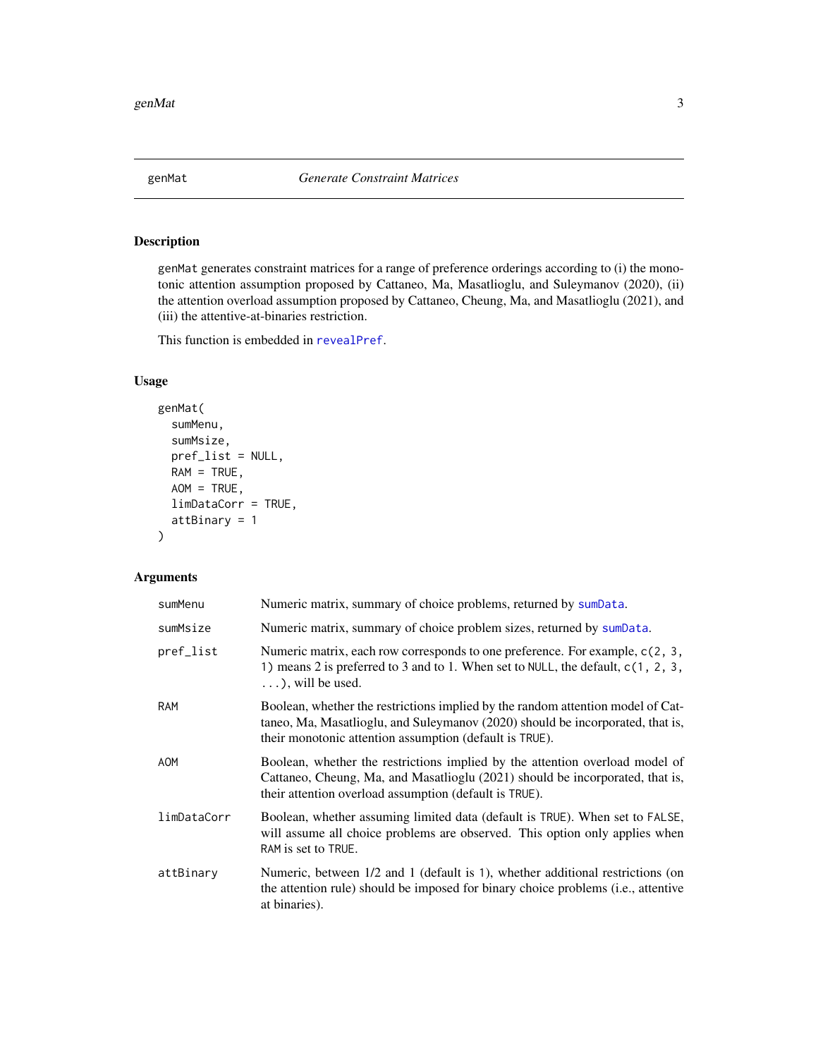## genMat *Generate Constraint Matrices*

### Description

genMat generates constraint matrices for a range of preference orderings according to (i) the monotonic attention assumption proposed by Cattaneo, Ma, Masatlioglu, and Suleymanov (2020), (ii) the attention overload assumption proposed by Cattaneo, Cheung, Ma, and Masatlioglu (2021), and (iii) the attentive-at-binaries restriction.

This function is embedded in revealPref.

### Usage

```
genMat(
  sumMenu,
  sumMsize,
  pref_list = NULL,
  RAM = TRUE,
  AOM = TRUE,
  limDataCorr = TRUE,
  attBinary = 1
)
```

### Arguments

| | |
|---|---|
| sumMenu | Numeric matrix, summary of choice problems, returned by sumData. |
| sumMsize | Numeric matrix, summary of choice problem sizes, returned by sumData. |
| pref_list | Numeric matrix, each row corresponds to one preference. For example, c(2, 3, 1) means 2 is preferred to 3 and to 1. When set to NULL, the default, c(1, 2, 3, ...), will be used. |
| RAM | Boolean, whether the restrictions implied by the random attention model of Cattaneo, Ma, Masatlioglu, and Suleymanov (2020) should be incorporated, that is, their monotonic attention assumption (default is TRUE). |
| AOM | Boolean, whether the restrictions implied by the attention overload model of Cattaneo, Cheung, Ma, and Masatlioglu (2021) should be incorporated, that is, their attention overload assumption (default is TRUE). |
| limDataCorr | Boolean, whether assuming limited data (default is TRUE). When set to FALSE, will assume all choice problems are observed. This option only applies when RAM is set to TRUE. |
| attBinary | Numeric, between 1/2 and 1 (default is 1), whether additional restrictions (on the attention rule) should be imposed for binary choice problems (i.e., attentive at binaries). |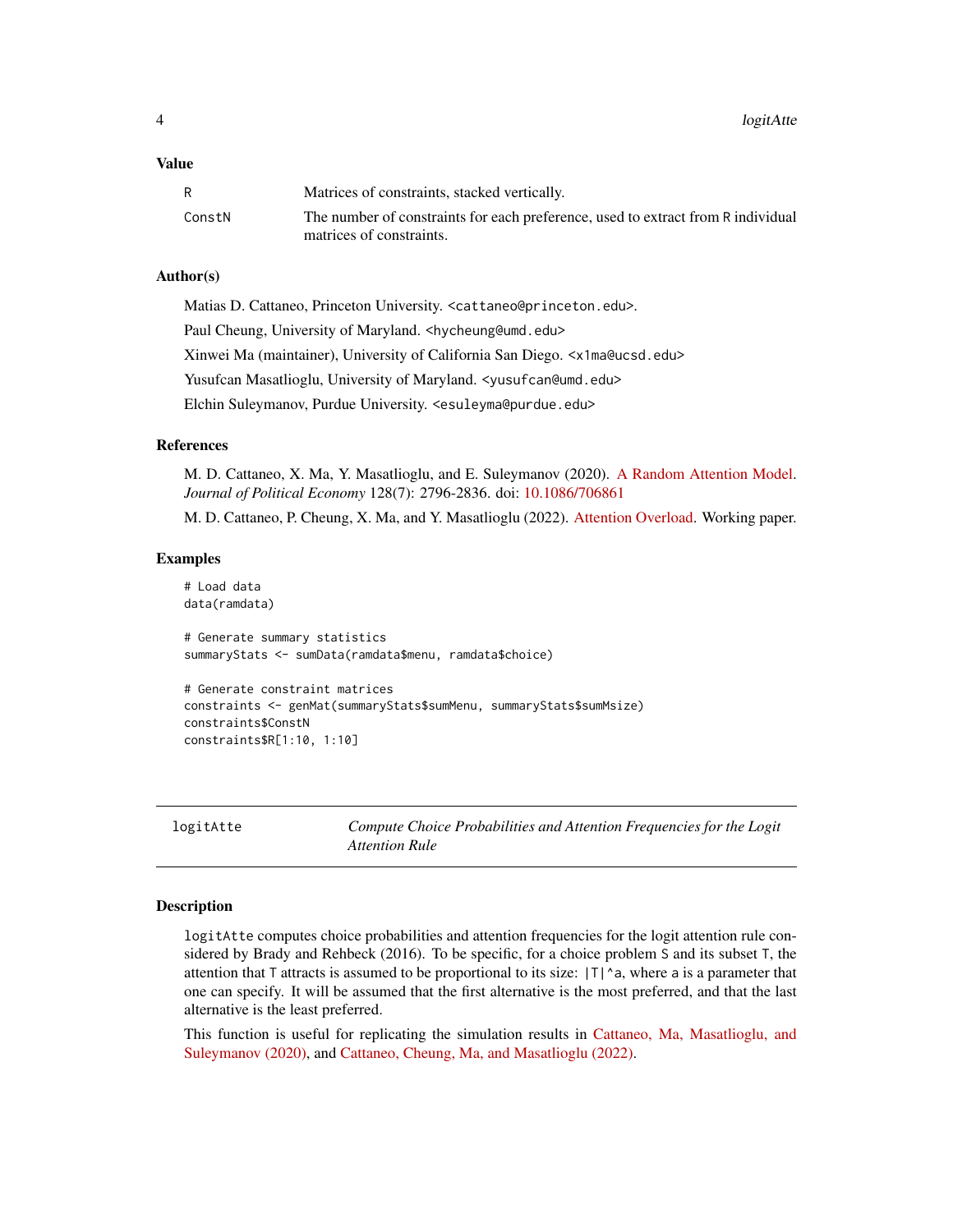### Value

| | |
|---|---|
| R | Matrices of constraints, stacked vertically. |
| ConstN | The number of constraints for each preference, used to extract from R individual matrices of constraints. |

### Author(s)

Matias D. Cattaneo, Princeton University. <cattaneo@princeton.edu>.

Paul Cheung, University of Maryland. <hycheung@umd.edu>

Xinwei Ma (maintainer), University of California San Diego. <x1ma@ucsd.edu>

Yusufcan Masatlioglu, University of Maryland. <yusufcan@umd.edu>

Elchin Suleymanov, Purdue University. <esuleyma@purdue.edu>

### References

M. D. Cattaneo, X. Ma, Y. Masatlioglu, and E. Suleymanov (2020). A Random Attention Model. *Journal of Political Economy* 128(7): 2796-2836. doi: 10.1086/706861

M. D. Cattaneo, P. Cheung, X. Ma, and Y. Masatlioglu (2022). Attention Overload. Working paper.

### Examples

```
# Load data
data(ramdata)

# Generate summary statistics
summaryStats <- sumData(ramdata$menu, ramdata$choice)

# Generate constraint matrices
constraints <- genMat(summaryStats$sumMenu, summaryStats$sumMsize)
constraints$ConstN
constraints$R[1:10, 1:10]
```

---

## logitAtte — *Compute Choice Probabilities and Attention Frequencies for the Logit Attention Rule*

### Description

logitAtte computes choice probabilities and attention frequencies for the logit attention rule considered by Brady and Rehbeck (2016). To be specific, for a choice problem S and its subset T, the attention that T attracts is assumed to be proportional to its size: |T|^a, where a is a parameter that one can specify. It will be assumed that the first alternative is the most preferred, and that the last alternative is the least preferred.

This function is useful for replicating the simulation results in Cattaneo, Ma, Masatlioglu, and Suleymanov (2020), and Cattaneo, Cheung, Ma, and Masatlioglu (2022).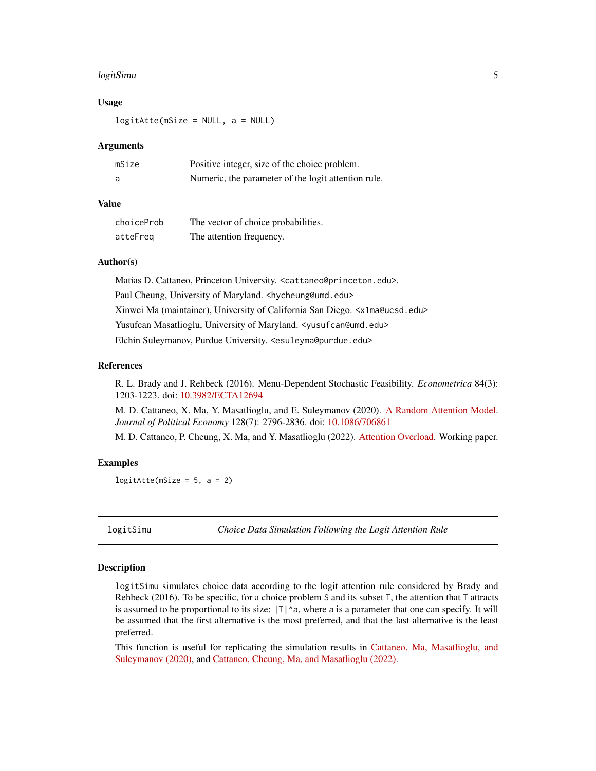### Usage

```
logitAtte(mSize = NULL, a = NULL)
```

### Arguments

| | |
|---|---|
| mSize | Positive integer, size of the choice problem. |
| a | Numeric, the parameter of the logit attention rule. |

### Value

| | |
|---|---|
| choiceProb | The vector of choice probabilities. |
| atteFreq | The attention frequency. |

### Author(s)

Matias D. Cattaneo, Princeton University. <cattaneo@princeton.edu>.

Paul Cheung, University of Maryland. <hycheung@umd.edu>

Xinwei Ma (maintainer), University of California San Diego. <x1ma@ucsd.edu>

Yusufcan Masatlioglu, University of Maryland. <yusufcan@umd.edu>

Elchin Suleymanov, Purdue University. <esuleyma@purdue.edu>

### References

R. L. Brady and J. Rehbeck (2016). Menu-Dependent Stochastic Feasibility. *Econometrica* 84(3): 1203-1223. doi: 10.3982/ECTA12694

M. D. Cattaneo, X. Ma, Y. Masatlioglu, and E. Suleymanov (2020). A Random Attention Model. *Journal of Political Economy* 128(7): 2796-2836. doi: 10.1086/706861

M. D. Cattaneo, P. Cheung, X. Ma, and Y. Masatlioglu (2022). Attention Overload. Working paper.

### Examples

```
logitAtte(mSize = 5, a = 2)
```

---

## logitSimu — *Choice Data Simulation Following the Logit Attention Rule*

---

### Description

logitSimu simulates choice data according to the logit attention rule considered by Brady and Rehbeck (2016). To be specific, for a choice problem S and its subset T, the attention that T attracts is assumed to be proportional to its size: |T|^a, where a is a parameter that one can specify. It will be assumed that the first alternative is the most preferred, and that the last alternative is the least preferred.

This function is useful for replicating the simulation results in Cattaneo, Ma, Masatlioglu, and Suleymanov (2020), and Cattaneo, Cheung, Ma, and Masatlioglu (2022).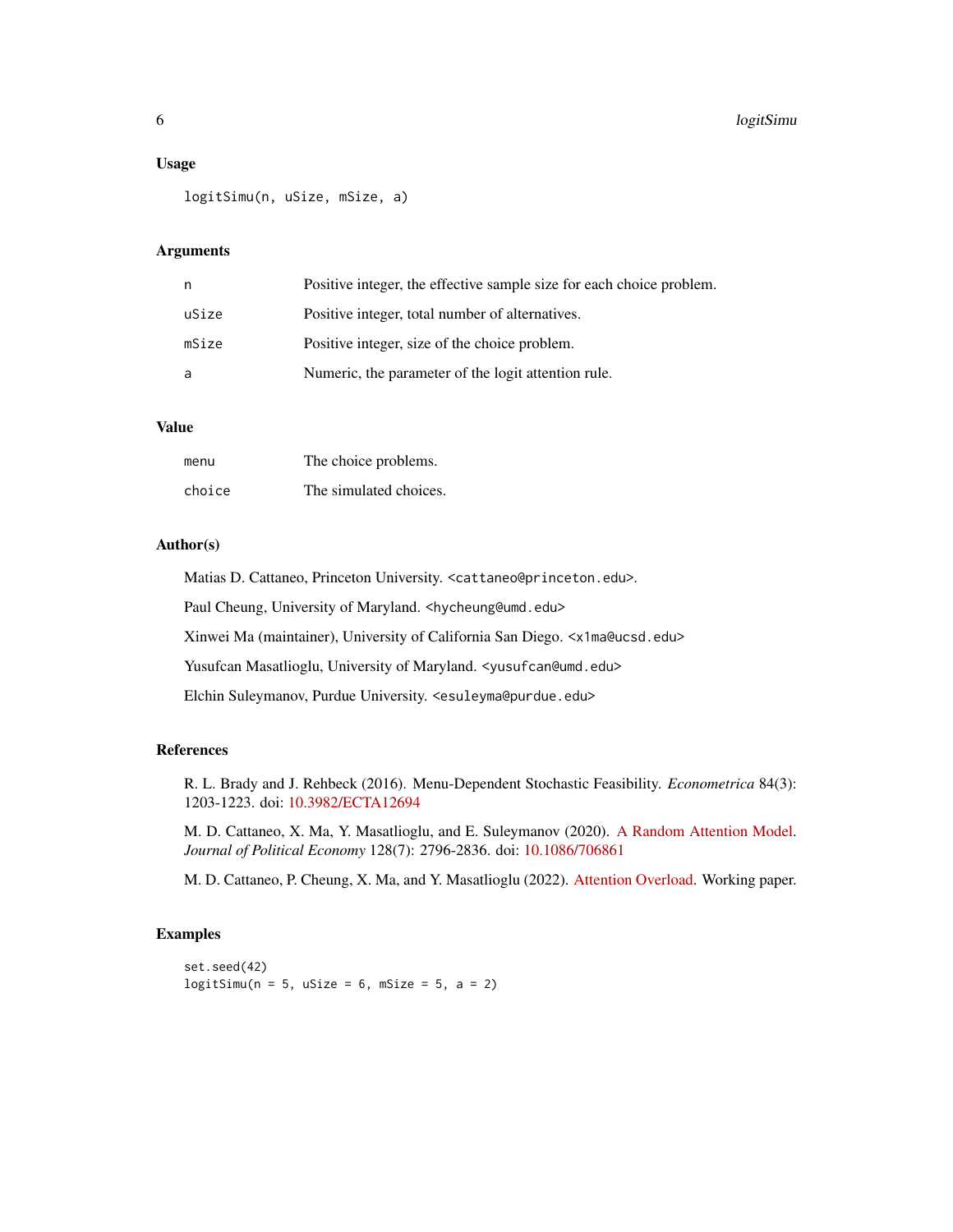### Usage

```
logitSimu(n, uSize, mSize, a)
```

### Arguments

| | |
|---|---|
| `n` | Positive integer, the effective sample size for each choice problem. |
| `uSize` | Positive integer, total number of alternatives. |
| `mSize` | Positive integer, size of the choice problem. |
| `a` | Numeric, the parameter of the logit attention rule. |

### Value

| | |
|---|---|
| `menu` | The choice problems. |
| `choice` | The simulated choices. |

### Author(s)

Matias D. Cattaneo, Princeton University. <cattaneo@princeton.edu>.

Paul Cheung, University of Maryland. <hycheung@umd.edu>

Xinwei Ma (maintainer), University of California San Diego. <x1ma@ucsd.edu>

Yusufcan Masatlioglu, University of Maryland. <yusufcan@umd.edu>

Elchin Suleymanov, Purdue University. <esuleyma@purdue.edu>

### References

R. L. Brady and J. Rehbeck (2016). Menu-Dependent Stochastic Feasibility. *Econometrica* 84(3): 1203-1223. doi: 10.3982/ECTA12694

M. D. Cattaneo, X. Ma, Y. Masatlioglu, and E. Suleymanov (2020). A Random Attention Model. *Journal of Political Economy* 128(7): 2796-2836. doi: 10.1086/706861

M. D. Cattaneo, P. Cheung, X. Ma, and Y. Masatlioglu (2022). Attention Overload. Working paper.

### Examples

```
set.seed(42)
logitSimu(n = 5, uSize = 6, mSize = 5, a = 2)
```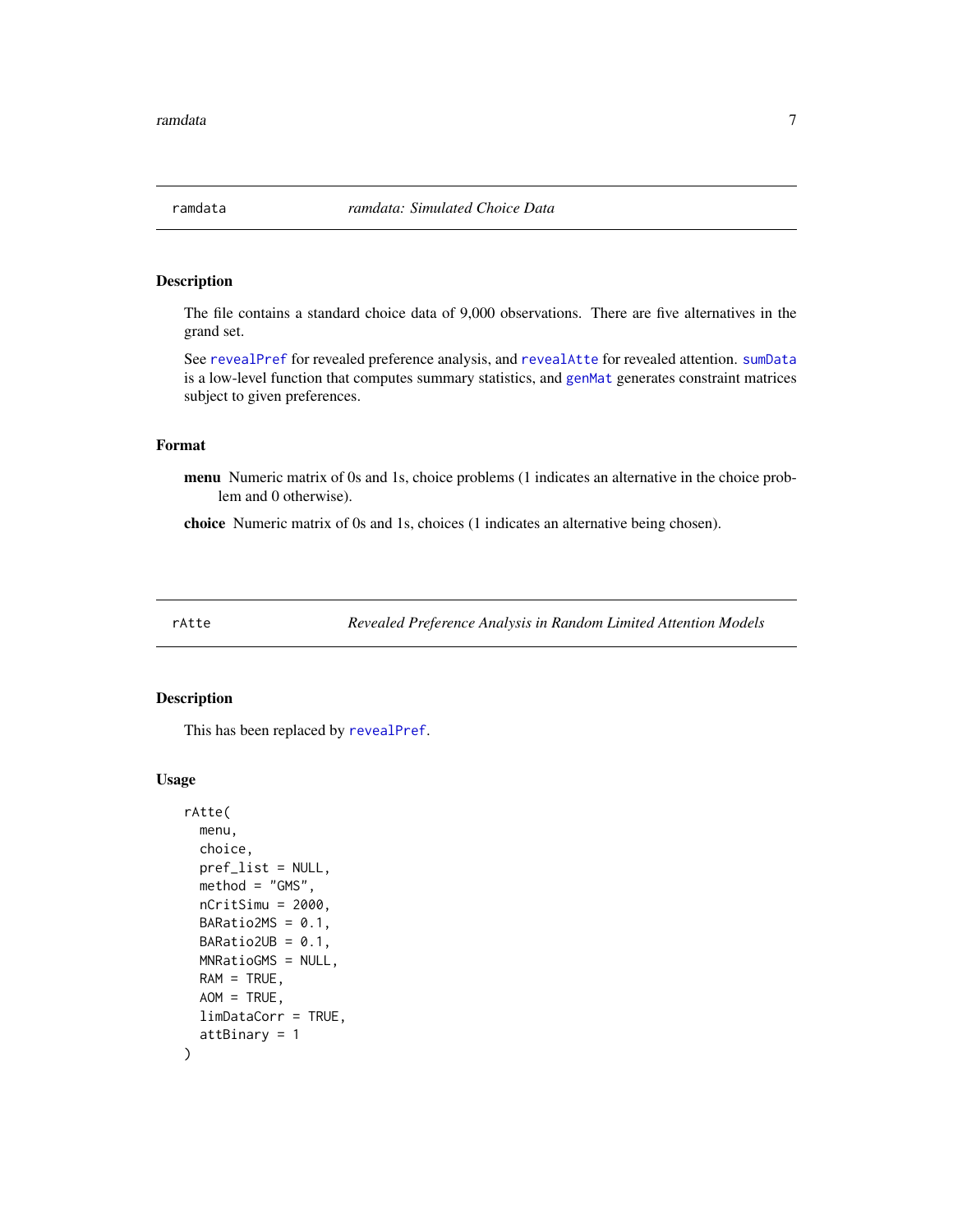## ramdata — *ramdata: Simulated Choice Data*

### Description

The file contains a standard choice data of 9,000 observations. There are five alternatives in the grand set.

See `revealPref` for revealed preference analysis, and `revealAtte` for revealed attention. `sumData` is a low-level function that computes summary statistics, and `genMat` generates constraint matrices subject to given preferences.

### Format

**menu** Numeric matrix of 0s and 1s, choice problems (1 indicates an alternative in the choice problem and 0 otherwise).

**choice** Numeric matrix of 0s and 1s, choices (1 indicates an alternative being chosen).

## rAtte — *Revealed Preference Analysis in Random Limited Attention Models*

### Description

This has been replaced by `revealPref`.

### Usage

```
rAtte(
  menu,
  choice,
  pref_list = NULL,
  method = "GMS",
  nCritSimu = 2000,
  BARatio2MS = 0.1,
  BARatio2UB = 0.1,
  MNRatioGMS = NULL,
  RAM = TRUE,
  AOM = TRUE,
  limDataCorr = TRUE,
  attBinary = 1
)
```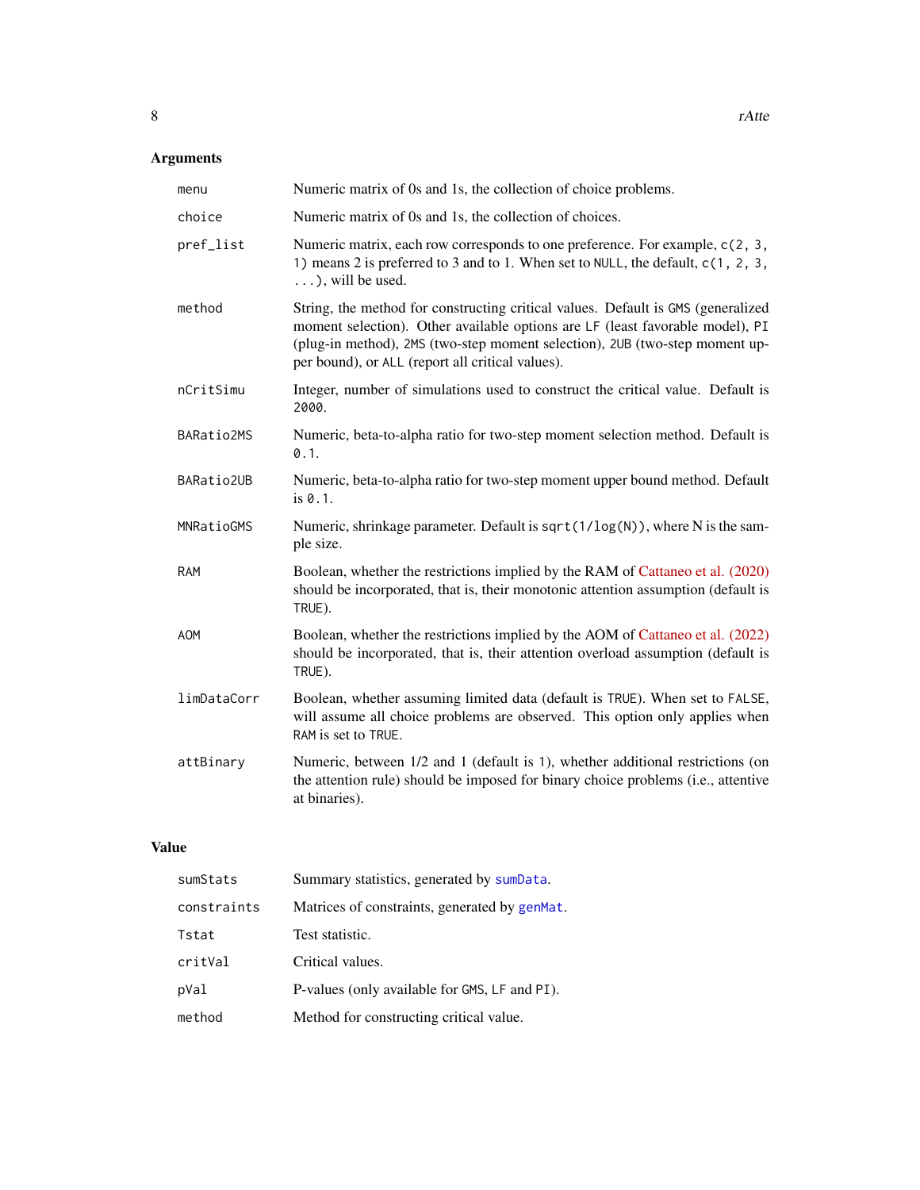## Arguments

| | |
|---|---|
| `menu` | Numeric matrix of 0s and 1s, the collection of choice problems. |
| `choice` | Numeric matrix of 0s and 1s, the collection of choices. |
| `pref_list` | Numeric matrix, each row corresponds to one preference. For example, `c(2, 3, 1)` means 2 is preferred to 3 and to 1. When set to `NULL`, the default, `c(1, 2, 3, ...)`, will be used. |
| `method` | String, the method for constructing critical values. Default is `GMS` (generalized moment selection). Other available options are `LF` (least favorable model), `PI` (plug-in method), `2MS` (two-step moment selection), `2UB` (two-step moment upper bound), or `ALL` (report all critical values). |
| `nCritSimu` | Integer, number of simulations used to construct the critical value. Default is `2000`. |
| `BARatio2MS` | Numeric, beta-to-alpha ratio for two-step moment selection method. Default is `0.1`. |
| `BARatio2UB` | Numeric, beta-to-alpha ratio for two-step moment upper bound method. Default is `0.1`. |
| `MNRatioGMS` | Numeric, shrinkage parameter. Default is `sqrt(1/log(N))`, where N is the sample size. |
| `RAM` | Boolean, whether the restrictions implied by the RAM of Cattaneo et al. (2020) should be incorporated, that is, their monotonic attention assumption (default is `TRUE`). |
| `AOM` | Boolean, whether the restrictions implied by the AOM of Cattaneo et al. (2022) should be incorporated, that is, their attention overload assumption (default is `TRUE`). |
| `limDataCorr` | Boolean, whether assuming limited data (default is `TRUE`). When set to `FALSE`, will assume all choice problems are observed. This option only applies when `RAM` is set to `TRUE`. |
| `attBinary` | Numeric, between 1/2 and 1 (default is `1`), whether additional restrictions (on the attention rule) should be imposed for binary choice problems (i.e., attentive at binaries). |

## Value

| | |
|---|---|
| `sumStats` | Summary statistics, generated by `sumData`. |
| `constraints` | Matrices of constraints, generated by `genMat`. |
| `Tstat` | Test statistic. |
| `critVal` | Critical values. |
| `pVal` | P-values (only available for `GMS`, `LF` and `PI`). |
| `method` | Method for constructing critical value. |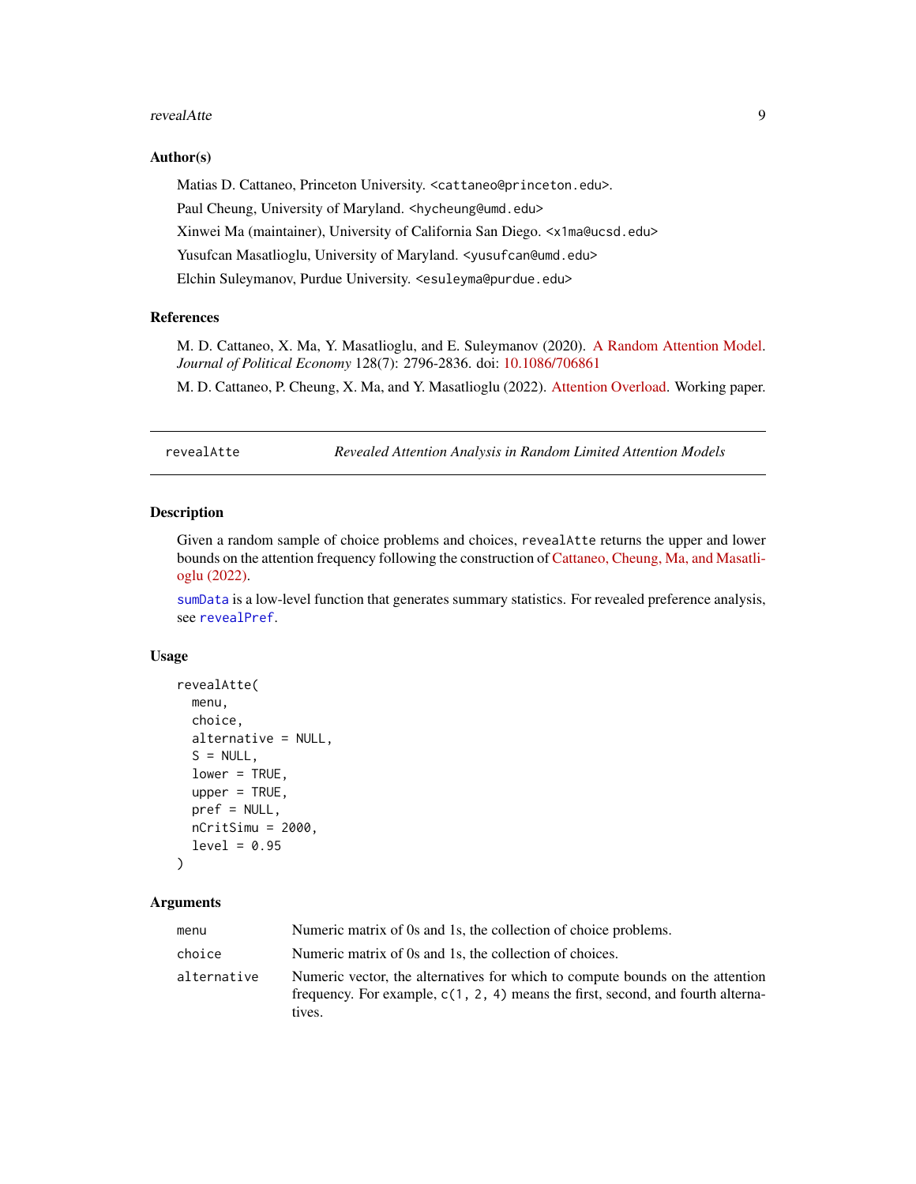### Author(s)

Matias D. Cattaneo, Princeton University. <cattaneo@princeton.edu>.

Paul Cheung, University of Maryland. <hycheung@umd.edu>

Xinwei Ma (maintainer), University of California San Diego. <x1ma@ucsd.edu>

Yusufcan Masatlioglu, University of Maryland. <yusufcan@umd.edu>

Elchin Suleymanov, Purdue University. <esuleyma@purdue.edu>

### References

M. D. Cattaneo, X. Ma, Y. Masatlioglu, and E. Suleymanov (2020). A Random Attention Model. *Journal of Political Economy* 128(7): 2796-2836. doi: 10.1086/706861

M. D. Cattaneo, P. Cheung, X. Ma, and Y. Masatlioglu (2022). Attention Overload. Working paper.

---

## revealAtte — *Revealed Attention Analysis in Random Limited Attention Models*

---

### Description

Given a random sample of choice problems and choices, `revealAtte` returns the upper and lower bounds on the attention frequency following the construction of Cattaneo, Cheung, Ma, and Masatlioglu (2022).

`sumData` is a low-level function that generates summary statistics. For revealed preference analysis, see `revealPref`.

### Usage

```
revealAtte(
  menu,
  choice,
  alternative = NULL,
  S = NULL,
  lower = TRUE,
  upper = TRUE,
  pref = NULL,
  nCritSimu = 2000,
  level = 0.95
)
```

### Arguments

| | |
|---|---|
| `menu` | Numeric matrix of 0s and 1s, the collection of choice problems. |
| `choice` | Numeric matrix of 0s and 1s, the collection of choices. |
| `alternative` | Numeric vector, the alternatives for which to compute bounds on the attention frequency. For example, `c(1, 2, 4)` means the first, second, and fourth alternatives. |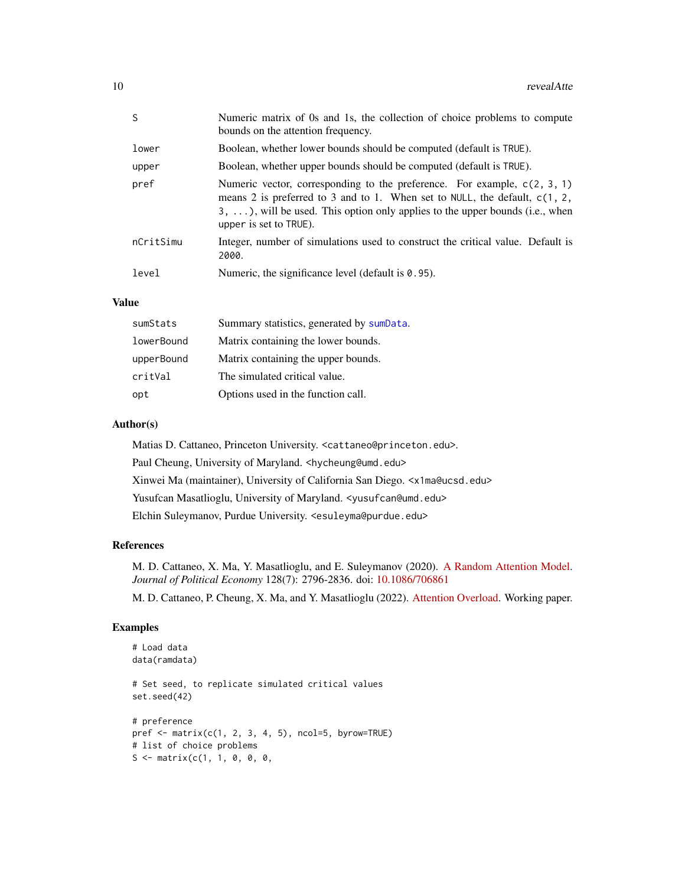| | |
|---|---|
| S | Numeric matrix of 0s and 1s, the collection of choice problems to compute bounds on the attention frequency. |
| lower | Boolean, whether lower bounds should be computed (default is TRUE). |
| upper | Boolean, whether upper bounds should be computed (default is TRUE). |
| pref | Numeric vector, corresponding to the preference. For example, c(2, 3, 1) means 2 is preferred to 3 and to 1. When set to NULL, the default, c(1, 2, 3, ...), will be used. This option only applies to the upper bounds (i.e., when upper is set to TRUE). |
| nCritSimu | Integer, number of simulations used to construct the critical value. Default is 2000. |
| level | Numeric, the significance level (default is 0.95). |

## Value

| | |
|---|---|
| sumStats | Summary statistics, generated by sumData. |
| lowerBound | Matrix containing the lower bounds. |
| upperBound | Matrix containing the upper bounds. |
| critVal | The simulated critical value. |
| opt | Options used in the function call. |

## Author(s)

Matias D. Cattaneo, Princeton University. <cattaneo@princeton.edu>.

Paul Cheung, University of Maryland. <hycheung@umd.edu>

Xinwei Ma (maintainer), University of California San Diego. <x1ma@ucsd.edu>

Yusufcan Masatlioglu, University of Maryland. <yusufcan@umd.edu>

Elchin Suleymanov, Purdue University. <esuleyma@purdue.edu>

## References

M. D. Cattaneo, X. Ma, Y. Masatlioglu, and E. Suleymanov (2020). A Random Attention Model. *Journal of Political Economy* 128(7): 2796-2836. doi: 10.1086/706861

M. D. Cattaneo, P. Cheung, X. Ma, and Y. Masatlioglu (2022). Attention Overload. Working paper.

## Examples

```
# Load data
data(ramdata)

# Set seed, to replicate simulated critical values
set.seed(42)

# preference
pref <- matrix(c(1, 2, 3, 4, 5), ncol=5, byrow=TRUE)
# list of choice problems
S <- matrix(c(1, 1, 0, 0, 0,
```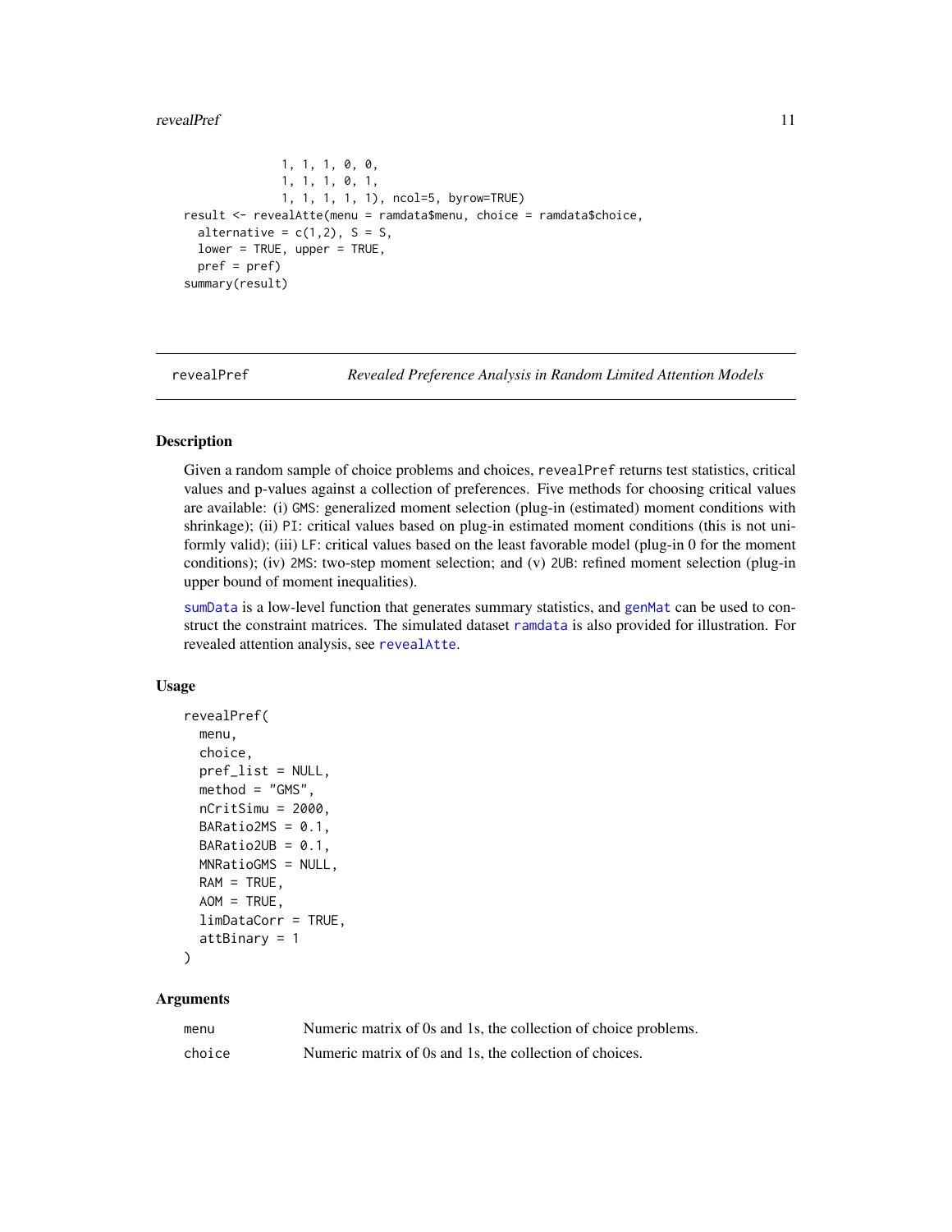```
              1, 1, 1, 0, 0,
              1, 1, 1, 0, 1,
              1, 1, 1, 1, 1), ncol=5, byrow=TRUE)
result <- revealAtte(menu = ramdata$menu, choice = ramdata$choice,
  alternative = c(1,2), S = S,
  lower = TRUE, upper = TRUE,
  pref = pref)
summary(result)
```

---

## revealPref — *Revealed Preference Analysis in Random Limited Attention Models*

---

### Description

Given a random sample of choice problems and choices, `revealPref` returns test statistics, critical values and p-values against a collection of preferences. Five methods for choosing critical values are available: (i) `GMS`: generalized moment selection (plug-in (estimated) moment conditions with shrinkage); (ii) `PI`: critical values based on plug-in estimated moment conditions (this is not uniformly valid); (iii) `LF`: critical values based on the least favorable model (plug-in 0 for the moment conditions); (iv) `2MS`: two-step moment selection; and (v) `2UB`: refined moment selection (plug-in upper bound of moment inequalities).

`sumData` is a low-level function that generates summary statistics, and `genMat` can be used to construct the constraint matrices. The simulated dataset `ramdata` is also provided for illustration. For revealed attention analysis, see `revealAtte`.

### Usage

```
revealPref(
  menu,
  choice,
  pref_list = NULL,
  method = "GMS",
  nCritSimu = 2000,
  BARatio2MS = 0.1,
  BARatio2UB = 0.1,
  MNRatioGMS = NULL,
  RAM = TRUE,
  AOM = TRUE,
  limDataCorr = TRUE,
  attBinary = 1
)
```

### Arguments

| | |
|---|---|
| `menu` | Numeric matrix of 0s and 1s, the collection of choice problems. |
| `choice` | Numeric matrix of 0s and 1s, the collection of choices. |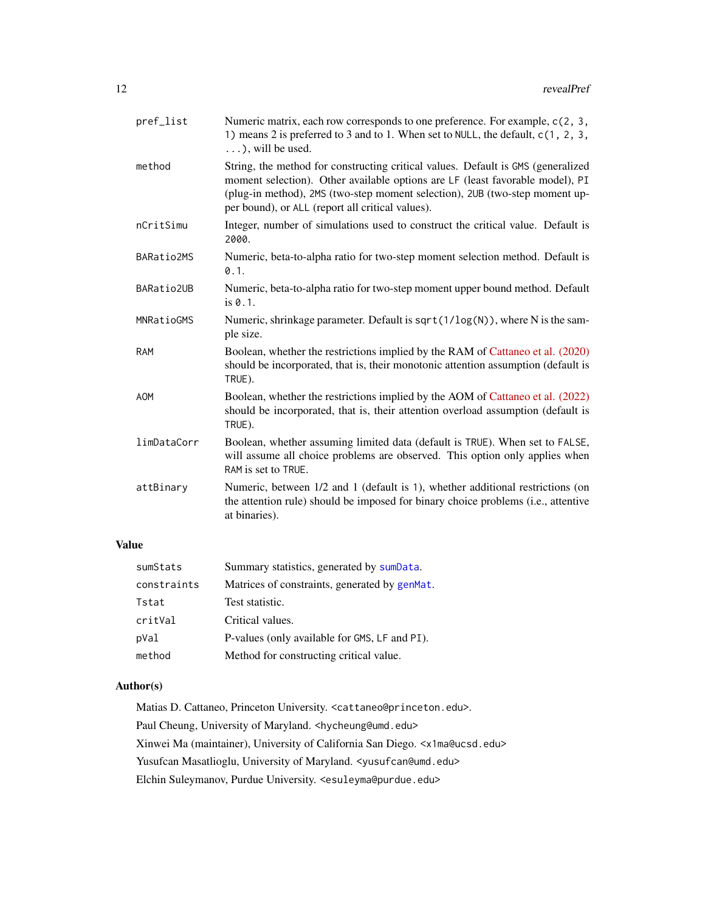| | |
|---|---|
| `pref_list` | Numeric matrix, each row corresponds to one preference. For example, `c(2, 3, 1)` means 2 is preferred to 3 and to 1. When set to `NULL`, the default, `c(1, 2, 3, ...)`, will be used. |
| `method` | String, the method for constructing critical values. Default is `GMS` (generalized moment selection). Other available options are `LF` (least favorable model), `PI` (plug-in method), `2MS` (two-step moment selection), `2UB` (two-step moment upper bound), or `ALL` (report all critical values). |
| `nCritSimu` | Integer, number of simulations used to construct the critical value. Default is `2000`. |
| `BARatio2MS` | Numeric, beta-to-alpha ratio for two-step moment selection method. Default is `0.1`. |
| `BARatio2UB` | Numeric, beta-to-alpha ratio for two-step moment upper bound method. Default is `0.1`. |
| `MNRatioGMS` | Numeric, shrinkage parameter. Default is `sqrt(1/log(N))`, where N is the sample size. |
| `RAM` | Boolean, whether the restrictions implied by the RAM of Cattaneo et al. (2020) should be incorporated, that is, their monotonic attention assumption (default is `TRUE`). |
| `AOM` | Boolean, whether the restrictions implied by the AOM of Cattaneo et al. (2022) should be incorporated, that is, their attention overload assumption (default is `TRUE`). |
| `limDataCorr` | Boolean, whether assuming limited data (default is `TRUE`). When set to `FALSE`, will assume all choice problems are observed. This option only applies when `RAM` is set to `TRUE`. |
| `attBinary` | Numeric, between 1/2 and 1 (default is 1), whether additional restrictions (on the attention rule) should be imposed for binary choice problems (i.e., attentive at binaries). |

## Value

| | |
|---|---|
| `sumStats` | Summary statistics, generated by `sumData`. |
| `constraints` | Matrices of constraints, generated by `genMat`. |
| `Tstat` | Test statistic. |
| `critVal` | Critical values. |
| `pVal` | P-values (only available for `GMS`, `LF` and `PI`). |
| `method` | Method for constructing critical value. |

## Author(s)

Matias D. Cattaneo, Princeton University. <cattaneo@princeton.edu>.

Paul Cheung, University of Maryland. <hycheung@umd.edu>

Xinwei Ma (maintainer), University of California San Diego. <x1ma@ucsd.edu>

Yusufcan Masatlioglu, University of Maryland. <yusufcan@umd.edu>

Elchin Suleymanov, Purdue University. <esuleyma@purdue.edu>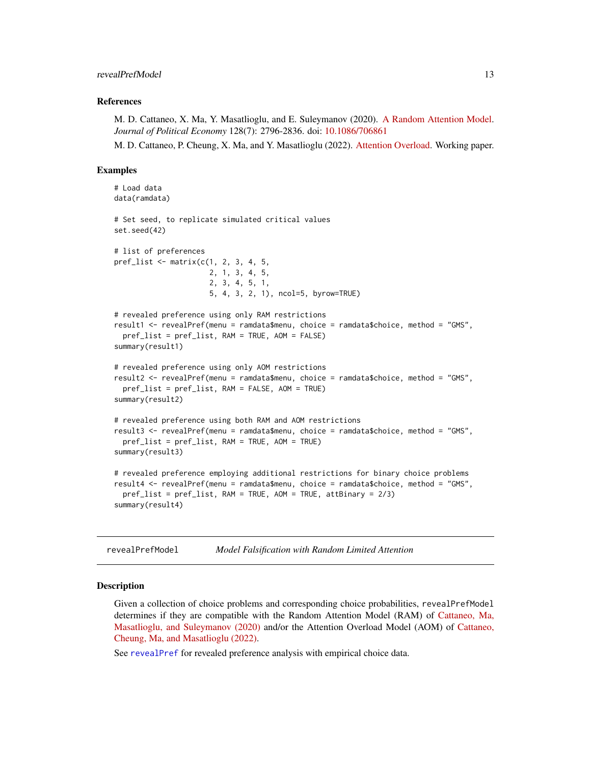### References

M. D. Cattaneo, X. Ma, Y. Masatlioglu, and E. Suleymanov (2020). A Random Attention Model. *Journal of Political Economy* 128(7): 2796-2836. doi: 10.1086/706861

M. D. Cattaneo, P. Cheung, X. Ma, and Y. Masatlioglu (2022). Attention Overload. Working paper.

### Examples

```
# Load data
data(ramdata)

# Set seed, to replicate simulated critical values
set.seed(42)

# list of preferences
pref_list <- matrix(c(1, 2, 3, 4, 5,
                      2, 1, 3, 4, 5,
                      2, 3, 4, 5, 1,
                      5, 4, 3, 2, 1), ncol=5, byrow=TRUE)

# revealed preference using only RAM restrictions
result1 <- revealPref(menu = ramdata$menu, choice = ramdata$choice, method = "GMS",
  pref_list = pref_list, RAM = TRUE, AOM = FALSE)
summary(result1)

# revealed preference using only AOM restrictions
result2 <- revealPref(menu = ramdata$menu, choice = ramdata$choice, method = "GMS",
  pref_list = pref_list, RAM = FALSE, AOM = TRUE)
summary(result2)

# revealed preference using both RAM and AOM restrictions
result3 <- revealPref(menu = ramdata$menu, choice = ramdata$choice, method = "GMS",
  pref_list = pref_list, RAM = TRUE, AOM = TRUE)
summary(result3)

# revealed preference employing additional restrictions for binary choice problems
result4 <- revealPref(menu = ramdata$menu, choice = ramdata$choice, method = "GMS",
  pref_list = pref_list, RAM = TRUE, AOM = TRUE, attBinary = 2/3)
summary(result4)
```

---

## revealPrefModel    *Model Falsification with Random Limited Attention*

---

### Description

Given a collection of choice problems and corresponding choice probabilities, `revealPrefModel` determines if they are compatible with the Random Attention Model (RAM) of Cattaneo, Ma, Masatlioglu, and Suleymanov (2020) and/or the Attention Overload Model (AOM) of Cattaneo, Cheung, Ma, and Masatlioglu (2022).

See `revealPref` for revealed preference analysis with empirical choice data.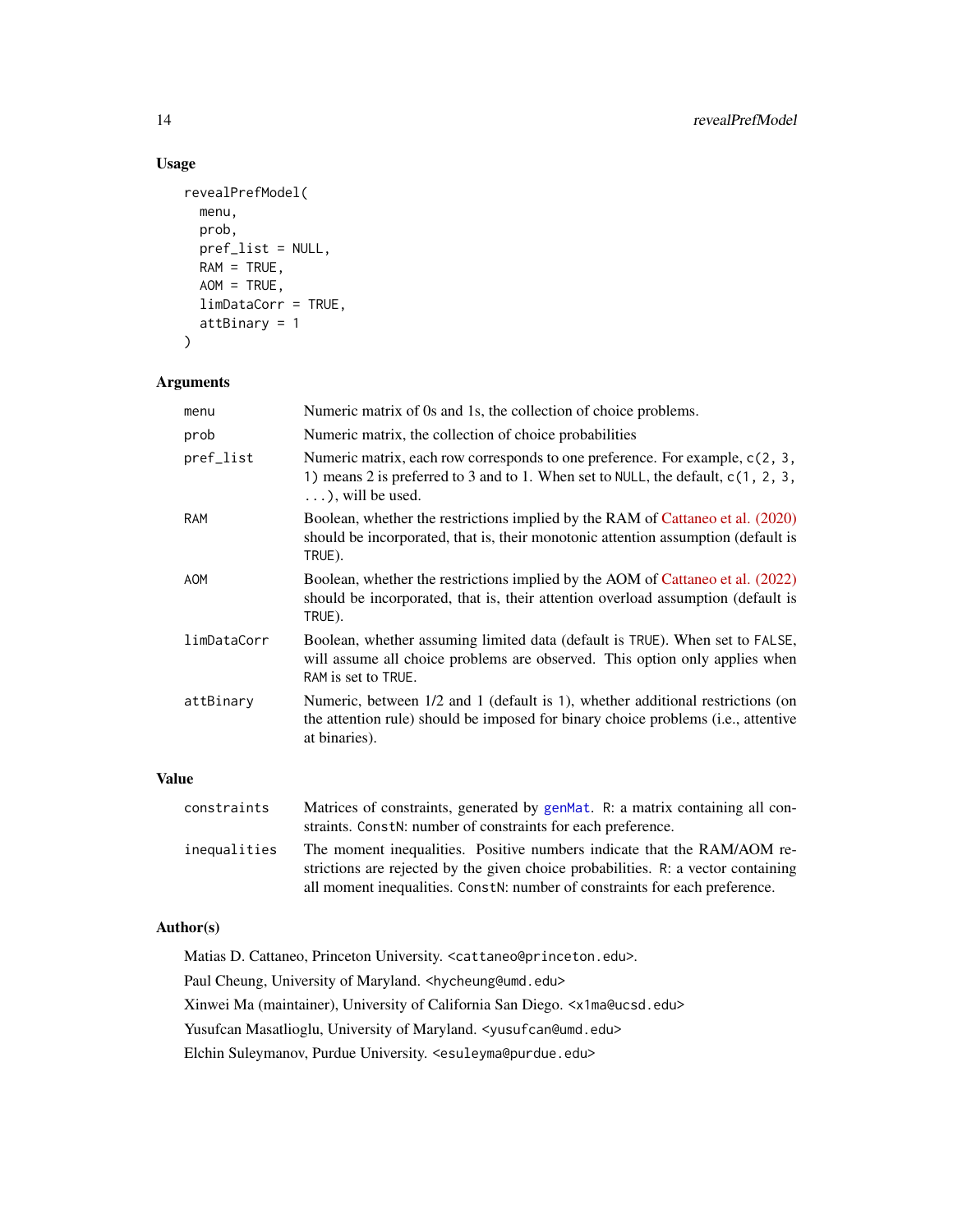### Usage

```
revealPrefModel(
  menu,
  prob,
  pref_list = NULL,
  RAM = TRUE,
  AOM = TRUE,
  limDataCorr = TRUE,
  attBinary = 1
)
```

### Arguments

| | |
|---|---|
| menu | Numeric matrix of 0s and 1s, the collection of choice problems. |
| prob | Numeric matrix, the collection of choice probabilities |
| pref_list | Numeric matrix, each row corresponds to one preference. For example, `c(2, 3, 1)` means 2 is preferred to 3 and to 1. When set to `NULL`, the default, `c(1, 2, 3, ...)`, will be used. |
| RAM | Boolean, whether the restrictions implied by the RAM of Cattaneo et al. (2020) should be incorporated, that is, their monotonic attention assumption (default is `TRUE`). |
| AOM | Boolean, whether the restrictions implied by the AOM of Cattaneo et al. (2022) should be incorporated, that is, their attention overload assumption (default is `TRUE`). |
| limDataCorr | Boolean, whether assuming limited data (default is `TRUE`). When set to `FALSE`, will assume all choice problems are observed. This option only applies when `RAM` is set to `TRUE`. |
| attBinary | Numeric, between 1/2 and 1 (default is `1`), whether additional restrictions (on the attention rule) should be imposed for binary choice problems (i.e., attentive at binaries). |

### Value

| | |
|---|---|
| constraints | Matrices of constraints, generated by `genMat`. `R`: a matrix containing all constraints. `ConstN`: number of constraints for each preference. |
| inequalities | The moment inequalities. Positive numbers indicate that the RAM/AOM restrictions are rejected by the given choice probabilities. `R`: a vector containing all moment inequalities. `ConstN`: number of constraints for each preference. |

### Author(s)

Matias D. Cattaneo, Princeton University. <cattaneo@princeton.edu>.

Paul Cheung, University of Maryland. <hycheung@umd.edu>

Xinwei Ma (maintainer), University of California San Diego. <x1ma@ucsd.edu>

Yusufcan Masatlioglu, University of Maryland. <yusufcan@umd.edu>

Elchin Suleymanov, Purdue University. <esuleyma@purdue.edu>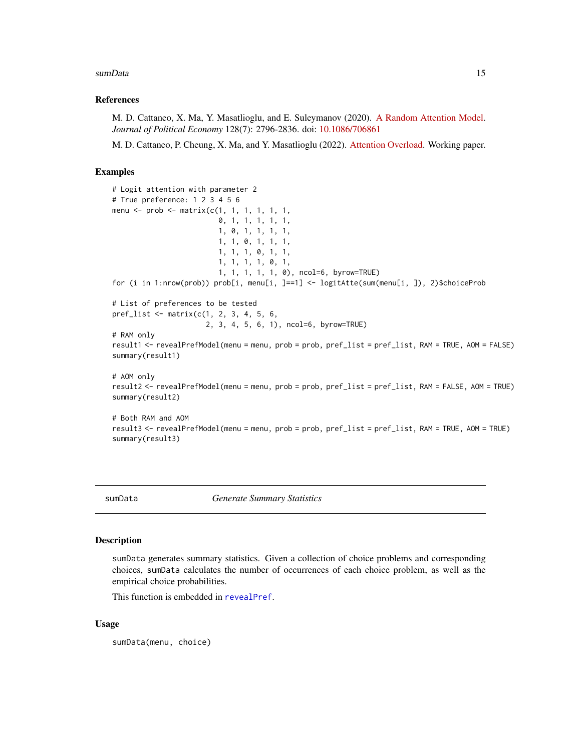### References

M. D. Cattaneo, X. Ma, Y. Masatlioglu, and E. Suleymanov (2020). A Random Attention Model. *Journal of Political Economy* 128(7): 2796-2836. doi: 10.1086/706861

M. D. Cattaneo, P. Cheung, X. Ma, and Y. Masatlioglu (2022). Attention Overload. Working paper.

### Examples

```
# Logit attention with parameter 2
# True preference: 1 2 3 4 5 6
menu <- prob <- matrix(c(1, 1, 1, 1, 1, 1,
                         0, 1, 1, 1, 1, 1,
                         1, 0, 1, 1, 1, 1,
                         1, 1, 0, 1, 1, 1,
                         1, 1, 1, 0, 1, 1,
                         1, 1, 1, 1, 0, 1,
                         1, 1, 1, 1, 1, 0), ncol=6, byrow=TRUE)
for (i in 1:nrow(prob)) prob[i, menu[i, ]==1] <- logitAtte(sum(menu[i, ]), 2)$choiceProb

# List of preferences to be tested
pref_list <- matrix(c(1, 2, 3, 4, 5, 6,
                      2, 3, 4, 5, 6, 1), ncol=6, byrow=TRUE)
# RAM only
result1 <- revealPrefModel(menu = menu, prob = prob, pref_list = pref_list, RAM = TRUE, AOM = FALSE)
summary(result1)

# AOM only
result2 <- revealPrefModel(menu = menu, prob = prob, pref_list = pref_list, RAM = FALSE, AOM = TRUE)
summary(result2)

# Both RAM and AOM
result3 <- revealPrefModel(menu = menu, prob = prob, pref_list = pref_list, RAM = TRUE, AOM = TRUE)
summary(result3)
```

---

## sumData — *Generate Summary Statistics*

### Description

`sumData` generates summary statistics. Given a collection of choice problems and corresponding choices, `sumData` calculates the number of occurrences of each choice problem, as well as the empirical choice probabilities.

This function is embedded in `revealPref`.

### Usage

```
sumData(menu, choice)
```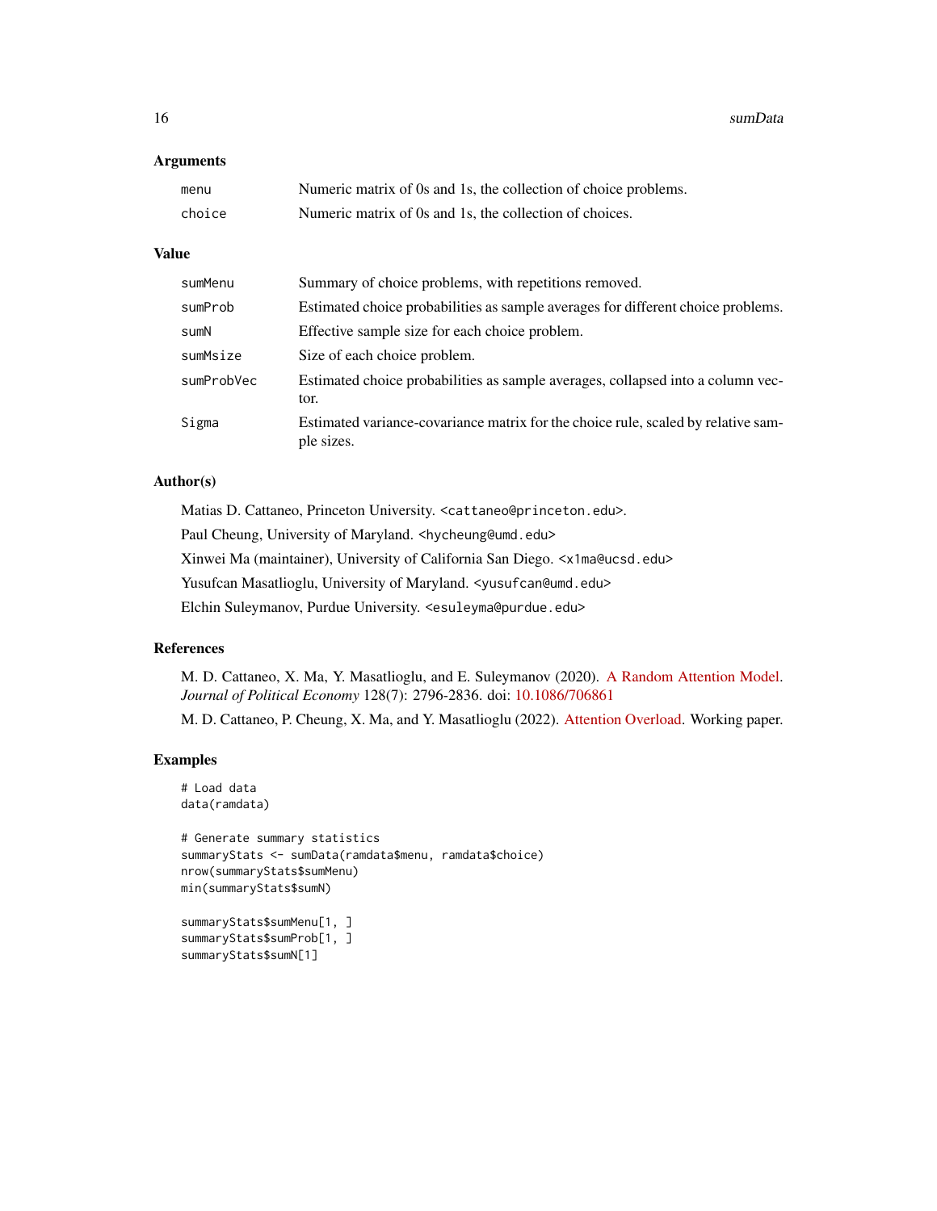## Arguments

| | |
|---|---|
| `menu` | Numeric matrix of 0s and 1s, the collection of choice problems. |
| `choice` | Numeric matrix of 0s and 1s, the collection of choices. |

## Value

| | |
|---|---|
| `sumMenu` | Summary of choice problems, with repetitions removed. |
| `sumProb` | Estimated choice probabilities as sample averages for different choice problems. |
| `sumN` | Effective sample size for each choice problem. |
| `sumMsize` | Size of each choice problem. |
| `sumProbVec` | Estimated choice probabilities as sample averages, collapsed into a column vector. |
| `Sigma` | Estimated variance-covariance matrix for the choice rule, scaled by relative sample sizes. |

## Author(s)

Matias D. Cattaneo, Princeton University. <cattaneo@princeton.edu>.

Paul Cheung, University of Maryland. <hycheung@umd.edu>

Xinwei Ma (maintainer), University of California San Diego. <x1ma@ucsd.edu>

Yusufcan Masatlioglu, University of Maryland. <yusufcan@umd.edu>

Elchin Suleymanov, Purdue University. <esuleyma@purdue.edu>

## References

M. D. Cattaneo, X. Ma, Y. Masatlioglu, and E. Suleymanov (2020). A Random Attention Model. *Journal of Political Economy* 128(7): 2796-2836. doi: 10.1086/706861

M. D. Cattaneo, P. Cheung, X. Ma, and Y. Masatlioglu (2022). Attention Overload. Working paper.

## Examples

```
# Load data
data(ramdata)

# Generate summary statistics
summaryStats <- sumData(ramdata$menu, ramdata$choice)
nrow(summaryStats$sumMenu)
min(summaryStats$sumN)

summaryStats$sumMenu[1, ]
summaryStats$sumProb[1, ]
summaryStats$sumN[1]
```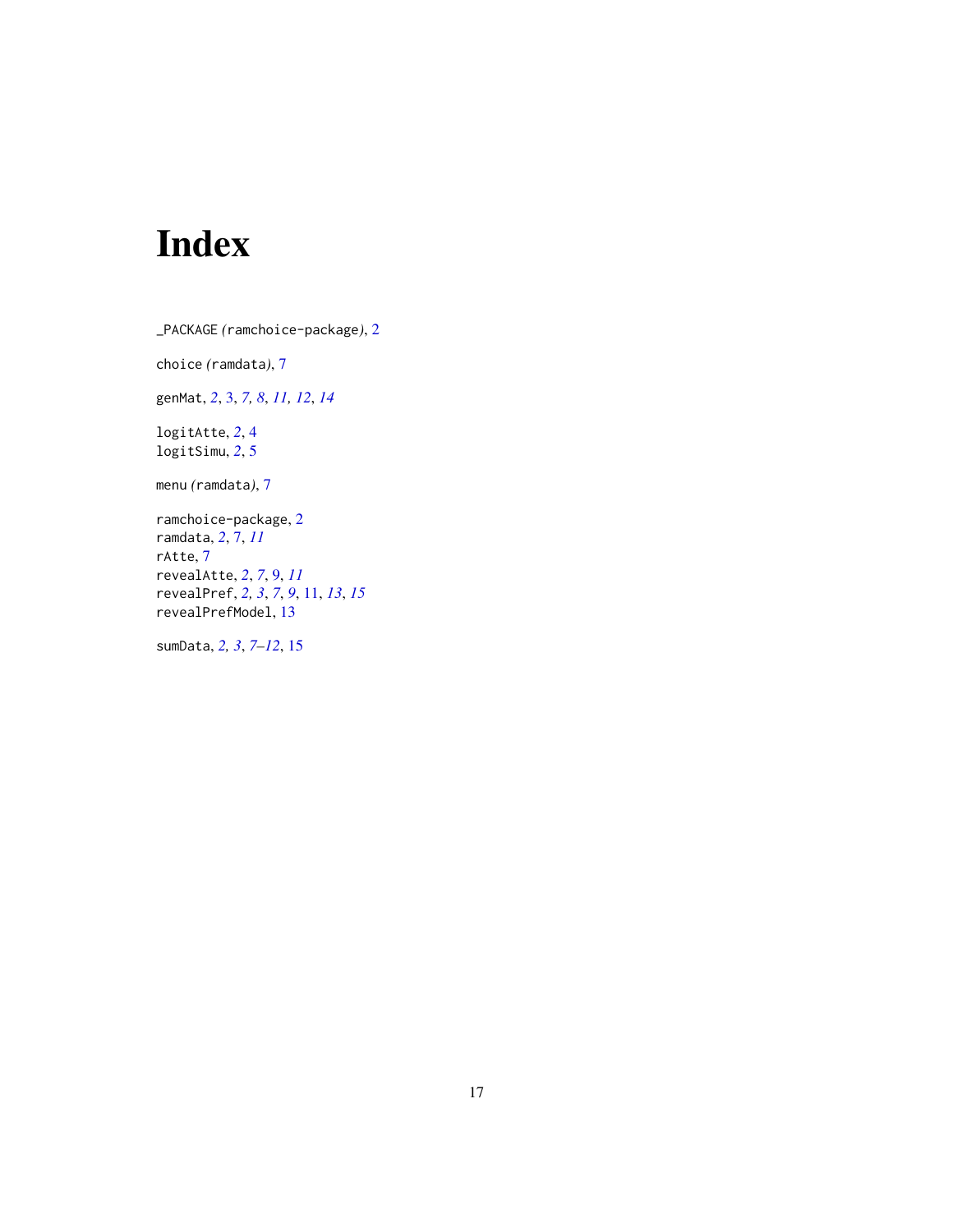# Index

_PACKAGE (ramchoice-package), 2

choice (ramdata), 7

genMat, *2*, 3, *7, 8*, *11, 12*, *14*

logitAtte, *2*, 4
logitSimu, *2*, 5

menu (ramdata), 7

ramchoice-package, 2
ramdata, *2*, 7, *11*
rAtte, 7
revealAtte, *2*, *7*, 9, *11*
revealPref, *2, 3*, *7*, *9*, 11, *13*, *15*
revealPrefModel, 13

sumData, *2, 3*, *7–12*, 15